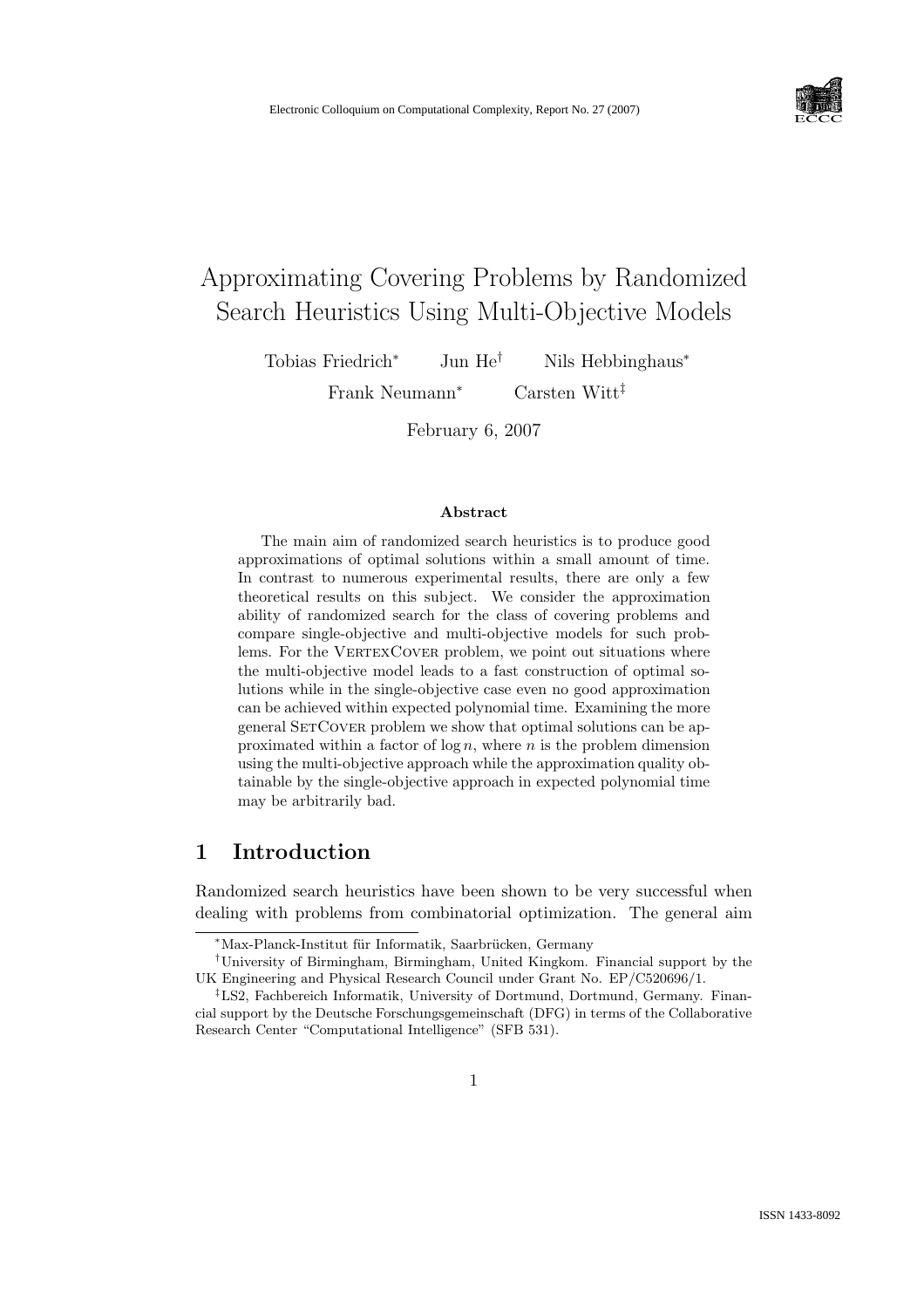# Approximating Covering Problems by Randomized Search Heuristics Using Multi-Objective Models

Tobias Friedrich[*] Jun He[†] Nils Hebbinghaus[*]

Frank Neumann[*] Carsten Witt[‡]

February 6, 2007

### Abstract

The main aim of randomized search heuristics is to produce good approximations of optimal solutions within a small amount of time. In contrast to numerous experimental results, there are only a few theoretical results on this subject. We consider the approximation ability of randomized search for the class of covering problems and compare single-objective and multi-objective models for such problems. For the VertexCover problem, we point out situations where the multi-objective model leads to a fast construction of optimal solutions while in the single-objective case even no good approximation can be achieved within expected polynomial time. Examining the more general SetCover problem we show that optimal solutions can be approximated within a factor of $\log n$, where $n$ is the problem dimension using the multi-objective approach while the approximation quality obtainable by the single-objective approach in expected polynomial time may be arbitrarily bad.

## 1 Introduction

Randomized search heuristics have been shown to be very successful when dealing with problems from combinatorial optimization. The general aim

---

[*]Max-Planck-Institut für Informatik, Saarbrücken, Germany

[†]University of Birmingham, Birmingham, United Kingkom. Financial support by the UK Engineering and Physical Research Council under Grant No. EP/C520696/1.

[‡]LS2, Fachbereich Informatik, University of Dortmund, Dortmund, Germany. Financial support by the Deutsche Forschungsgemeinschaft (DFG) in terms of the Collaborative Research Center "Computational Intelligence" (SFB 531).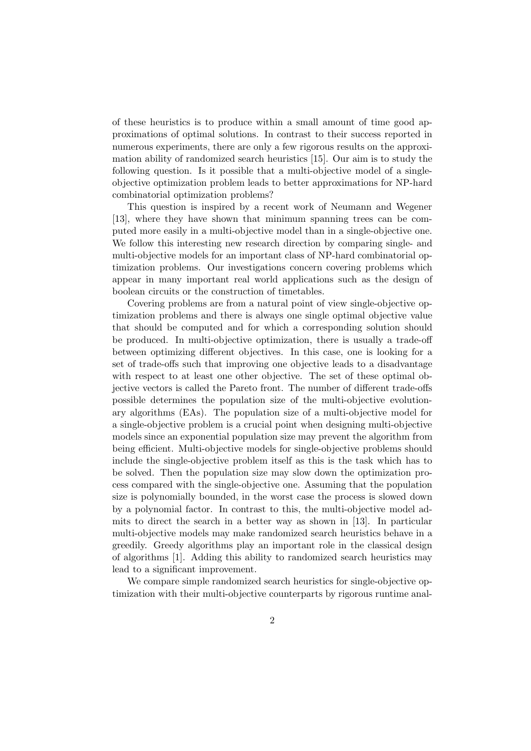of these heuristics is to produce within a small amount of time good approximations of optimal solutions. In contrast to their success reported in numerous experiments, there are only a few rigorous results on the approximation ability of randomized search heuristics [15]. Our aim is to study the following question. Is it possible that a multi-objective model of a single-objective optimization problem leads to better approximations for NP-hard combinatorial optimization problems?

This question is inspired by a recent work of Neumann and Wegener [13], where they have shown that minimum spanning trees can be computed more easily in a multi-objective model than in a single-objective one. We follow this interesting new research direction by comparing single- and multi-objective models for an important class of NP-hard combinatorial optimization problems. Our investigations concern covering problems which appear in many important real world applications such as the design of boolean circuits or the construction of timetables.

Covering problems are from a natural point of view single-objective optimization problems and there is always one single optimal objective value that should be computed and for which a corresponding solution should be produced. In multi-objective optimization, there is usually a trade-off between optimizing different objectives. In this case, one is looking for a set of trade-offs such that improving one objective leads to a disadvantage with respect to at least one other objective. The set of these optimal objective vectors is called the Pareto front. The number of different trade-offs possible determines the population size of the multi-objective evolutionary algorithms (EAs). The population size of a multi-objective model for a single-objective problem is a crucial point when designing multi-objective models since an exponential population size may prevent the algorithm from being efficient. Multi-objective models for single-objective problems should include the single-objective problem itself as this is the task which has to be solved. Then the population size may slow down the optimization process compared with the single-objective one. Assuming that the population size is polynomially bounded, in the worst case the process is slowed down by a polynomial factor. In contrast to this, the multi-objective model admits to direct the search in a better way as shown in [13]. In particular multi-objective models may make randomized search heuristics behave in a greedily. Greedy algorithms play an important role in the classical design of algorithms [1]. Adding this ability to randomized search heuristics may lead to a significant improvement.

We compare simple randomized search heuristics for single-objective optimization with their multi-objective counterparts by rigorous runtime anal-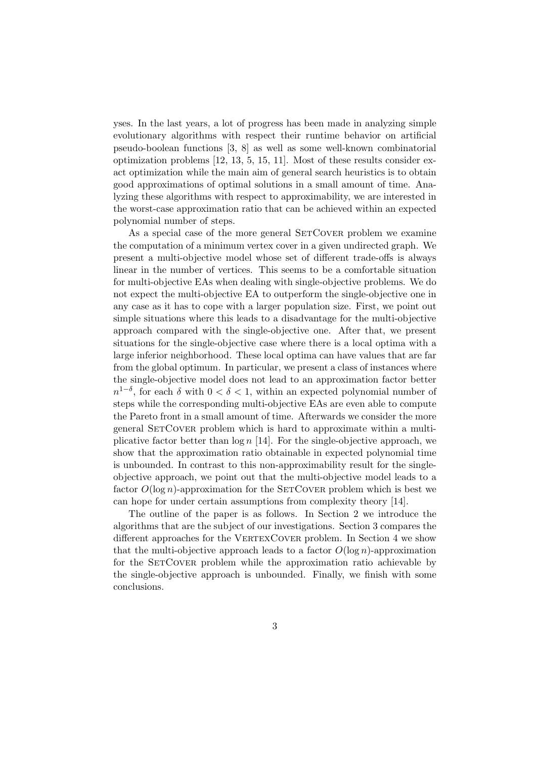yses. In the last years, a lot of progress has been made in analyzing simple evolutionary algorithms with respect their runtime behavior on artificial pseudo-boolean functions [3, 8] as well as some well-known combinatorial optimization problems [12, 13, 5, 15, 11]. Most of these results consider exact optimization while the main aim of general search heuristics is to obtain good approximations of optimal solutions in a small amount of time. Analyzing these algorithms with respect to approximability, we are interested in the worst-case approximation ratio that can be achieved within an expected polynomial number of steps.

As a special case of the more general SetCover problem we examine the computation of a minimum vertex cover in a given undirected graph. We present a multi-objective model whose set of different trade-offs is always linear in the number of vertices. This seems to be a comfortable situation for multi-objective EAs when dealing with single-objective problems. We do not expect the multi-objective EA to outperform the single-objective one in any case as it has to cope with a larger population size. First, we point out simple situations where this leads to a disadvantage for the multi-objective approach compared with the single-objective one. After that, we present situations for the single-objective case where there is a local optima with a large inferior neighborhood. These local optima can have values that are far from the global optimum. In particular, we present a class of instances where the single-objective model does not lead to an approximation factor better $n^{1-\delta}$, for each $\delta$ with $0 < \delta < 1$, within an expected polynomial number of steps while the corresponding multi-objective EAs are even able to compute the Pareto front in a small amount of time. Afterwards we consider the more general SetCover problem which is hard to approximate within a multiplicative factor better than $\log n$ [14]. For the single-objective approach, we show that the approximation ratio obtainable in expected polynomial time is unbounded. In contrast to this non-approximability result for the single-objective approach, we point out that the multi-objective model leads to a factor $O(\log n)$-approximation for the SetCover problem which is best we can hope for under certain assumptions from complexity theory [14].

The outline of the paper is as follows. In Section 2 we introduce the algorithms that are the subject of our investigations. Section 3 compares the different approaches for the VertexCover problem. In Section 4 we show that the multi-objective approach leads to a factor $O(\log n)$-approximation for the SetCover problem while the approximation ratio achievable by the single-objective approach is unbounded. Finally, we finish with some conclusions.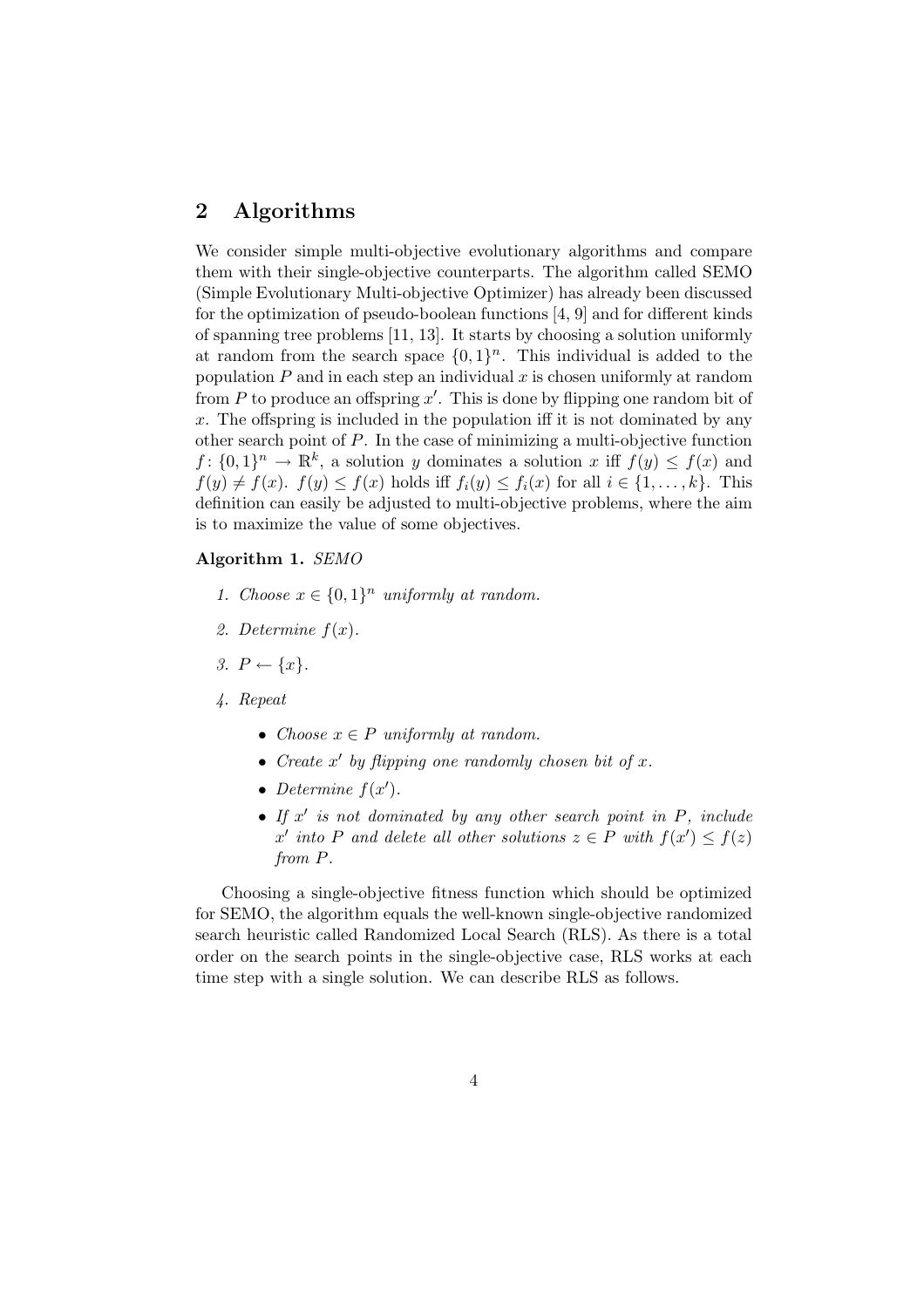## 2 Algorithms

We consider simple multi-objective evolutionary algorithms and compare them with their single-objective counterparts. The algorithm called SEMO (Simple Evolutionary Multi-objective Optimizer) has already been discussed for the optimization of pseudo-boolean functions [4, 9] and for different kinds of spanning tree problems [11, 13]. It starts by choosing a solution uniformly at random from the search space $\{0,1\}^n$. This individual is added to the population $P$ and in each step an individual $x$ is chosen uniformly at random from $P$ to produce an offspring $x'$. This is done by flipping one random bit of $x$. The offspring is included in the population iff it is not dominated by any other search point of $P$. In the case of minimizing a multi-objective function $f: \{0,1\}^n \rightarrow \mathbb{R}^k$, a solution $y$ dominates a solution $x$ iff $f(y) \leq f(x)$ and $f(y) \neq f(x)$. $f(y) \leq f(x)$ holds iff $f_i(y) \leq f_i(x)$ for all $i \in \{1, \ldots, k\}$. This definition can easily be adjusted to multi-objective problems, where the aim is to maximize the value of some objectives.

**Algorithm 1.** *SEMO*

1. *Choose $x \in \{0,1\}^n$ uniformly at random.*
2. *Determine $f(x)$.*
3. *$P \leftarrow \{x\}$.*
4. *Repeat*
   - *Choose $x \in P$ uniformly at random.*
   - *Create $x'$ by flipping one randomly chosen bit of $x$.*
   - *Determine $f(x')$.*
   - *If $x'$ is not dominated by any other search point in $P$, include $x'$ into $P$ and delete all other solutions $z \in P$ with $f(x') \leq f(z)$ from $P$.*

Choosing a single-objective fitness function which should be optimized for SEMO, the algorithm equals the well-known single-objective randomized search heuristic called Randomized Local Search (RLS). As there is a total order on the search points in the single-objective case, RLS works at each time step with a single solution. We can describe RLS as follows.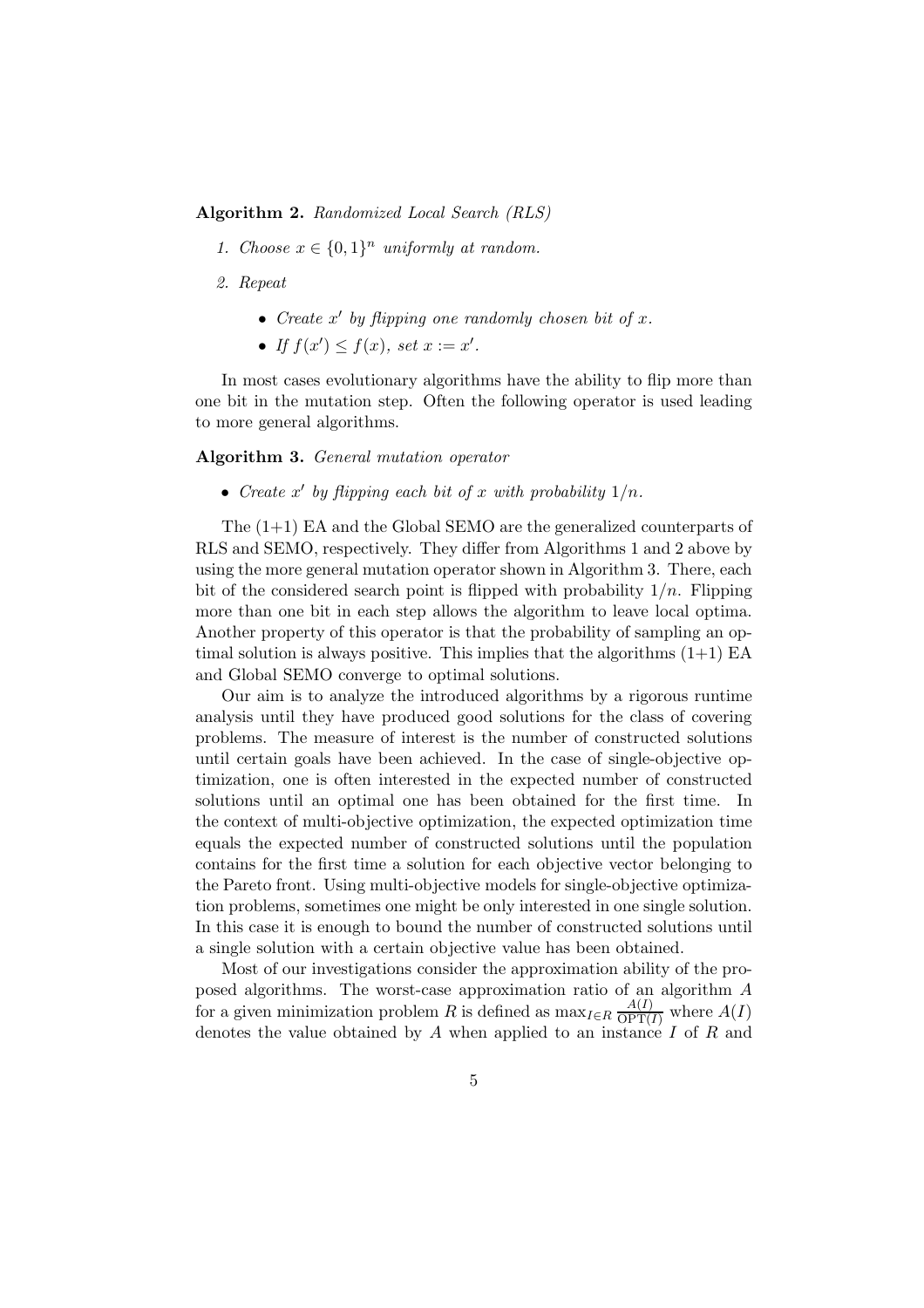**Algorithm 2.** *Randomized Local Search (RLS)*

1. *Choose $x \in \{0,1\}^n$ uniformly at random.*
2. *Repeat*
   - *Create $x'$ by flipping one randomly chosen bit of $x$.*
   - *If $f(x') \leq f(x)$, set $x := x'$.*

In most cases evolutionary algorithms have the ability to flip more than one bit in the mutation step. Often the following operator is used leading to more general algorithms.

**Algorithm 3.** *General mutation operator*

- *Create $x'$ by flipping each bit of $x$ with probability $1/n$.*

The (1+1) EA and the Global SEMO are the generalized counterparts of RLS and SEMO, respectively. They differ from Algorithms 1 and 2 above by using the more general mutation operator shown in Algorithm 3. There, each bit of the considered search point is flipped with probability $1/n$. Flipping more than one bit in each step allows the algorithm to leave local optima. Another property of this operator is that the probability of sampling an optimal solution is always positive. This implies that the algorithms (1+1) EA and Global SEMO converge to optimal solutions.

Our aim is to analyze the introduced algorithms by a rigorous runtime analysis until they have produced good solutions for the class of covering problems. The measure of interest is the number of constructed solutions until certain goals have been achieved. In the case of single-objective optimization, one is often interested in the expected number of constructed solutions until an optimal one has been obtained for the first time. In the context of multi-objective optimization, the expected optimization time equals the expected number of constructed solutions until the population contains for the first time a solution for each objective vector belonging to the Pareto front. Using multi-objective models for single-objective optimization problems, sometimes one might be only interested in one single solution. In this case it is enough to bound the number of constructed solutions until a single solution with a certain objective value has been obtained.

Most of our investigations consider the approximation ability of the proposed algorithms. The worst-case approximation ratio of an algorithm $A$ for a given minimization problem $R$ is defined as $\max_{I \in R} \frac{A(I)}{\mathrm{OPT}(I)}$ where $A(I)$ denotes the value obtained by $A$ when applied to an instance $I$ of $R$ and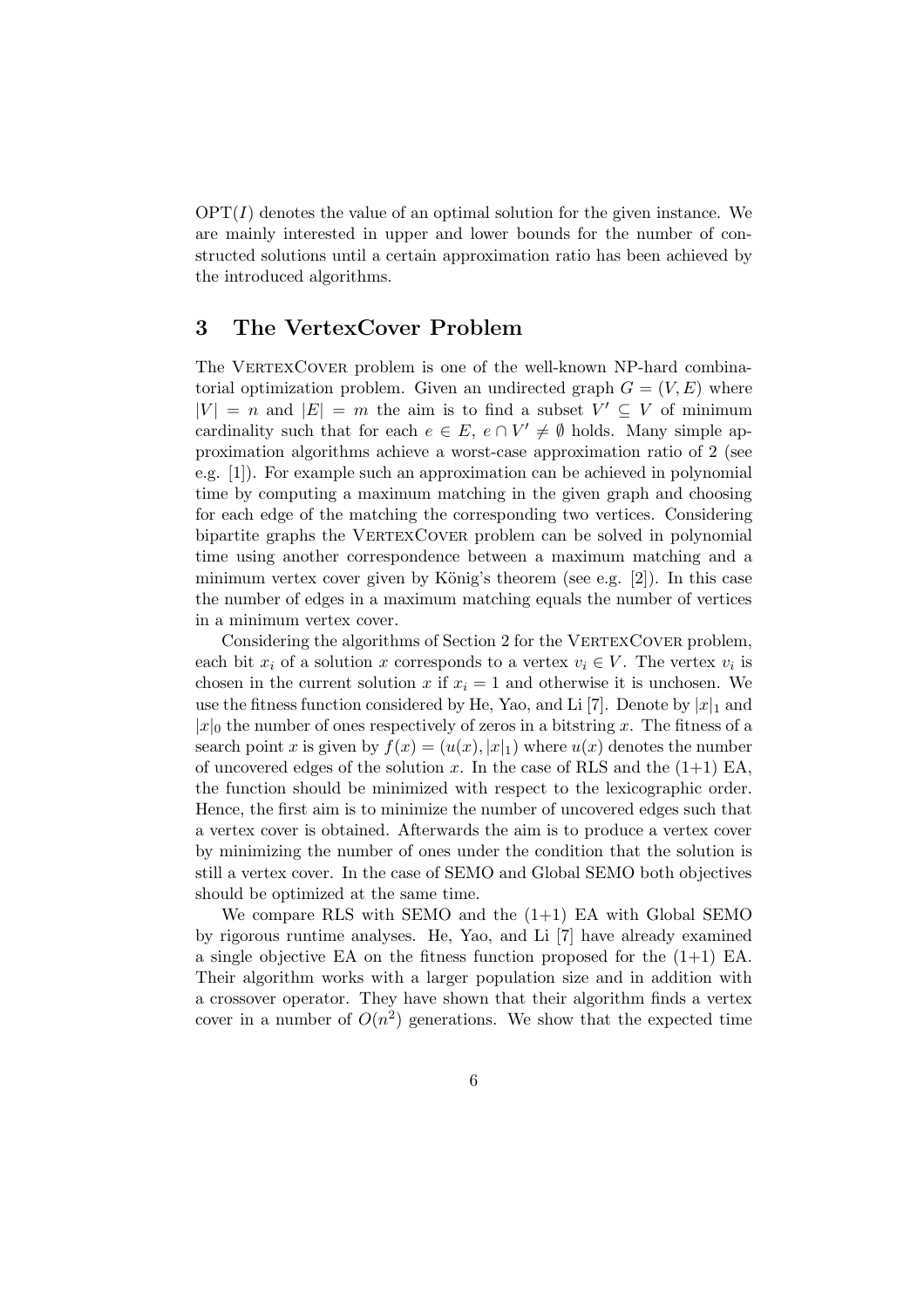$\mathrm{OPT}(I)$ denotes the value of an optimal solution for the given instance. We are mainly interested in upper and lower bounds for the number of constructed solutions until a certain approximation ratio has been achieved by the introduced algorithms.

## 3 The VertexCover Problem

The VertexCover problem is one of the well-known NP-hard combinatorial optimization problem. Given an undirected graph $G = (V, E)$ where $|V| = n$ and $|E| = m$ the aim is to find a subset $V' \subseteq V$ of minimum cardinality such that for each $e \in E$, $e \cap V' \neq \emptyset$ holds. Many simple approximation algorithms achieve a worst-case approximation ratio of 2 (see e.g. [1]). For example such an approximation can be achieved in polynomial time by computing a maximum matching in the given graph and choosing for each edge of the matching the corresponding two vertices. Considering bipartite graphs the VertexCover problem can be solved in polynomial time using another correspondence between a maximum matching and a minimum vertex cover given by König's theorem (see e.g. [2]). In this case the number of edges in a maximum matching equals the number of vertices in a minimum vertex cover.

Considering the algorithms of Section 2 for the VertexCover problem, each bit $x_i$ of a solution $x$ corresponds to a vertex $v_i \in V$. The vertex $v_i$ is chosen in the current solution $x$ if $x_i = 1$ and otherwise it is unchosen. We use the fitness function considered by He, Yao, and Li [7]. Denote by $|x|_1$ and $|x|_0$ the number of ones respectively of zeros in a bitstring $x$. The fitness of a search point $x$ is given by $f(x) = (u(x), |x|_1)$ where $u(x)$ denotes the number of uncovered edges of the solution $x$. In the case of RLS and the (1+1) EA, the function should be minimized with respect to the lexicographic order. Hence, the first aim is to minimize the number of uncovered edges such that a vertex cover is obtained. Afterwards the aim is to produce a vertex cover by minimizing the number of ones under the condition that the solution is still a vertex cover. In the case of SEMO and Global SEMO both objectives should be optimized at the same time.

We compare RLS with SEMO and the (1+1) EA with Global SEMO by rigorous runtime analyses. He, Yao, and Li [7] have already examined a single objective EA on the fitness function proposed for the (1+1) EA. Their algorithm works with a larger population size and in addition with a crossover operator. They have shown that their algorithm finds a vertex cover in a number of $O(n^2)$ generations. We show that the expected time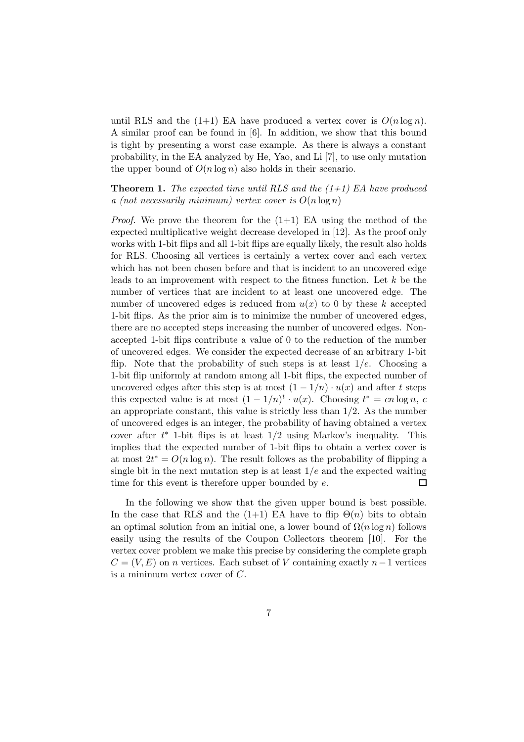until RLS and the (1+1) EA have produced a vertex cover is $O(n \log n)$. A similar proof can be found in [6]. In addition, we show that this bound is tight by presenting a worst case example. As there is always a constant probability, in the EA analyzed by He, Yao, and Li [7], to use only mutation the upper bound of $O(n \log n)$ also holds in their scenario.

**Theorem 1.** *The expected time until RLS and the (1+1) EA have produced a (not necessarily minimum) vertex cover is $O(n \log n)$*

*Proof.* We prove the theorem for the (1+1) EA using the method of the expected multiplicative weight decrease developed in [12]. As the proof only works with 1-bit flips and all 1-bit flips are equally likely, the result also holds for RLS. Choosing all vertices is certainly a vertex cover and each vertex which has not been chosen before and that is incident to an uncovered edge leads to an improvement with respect to the fitness function. Let $k$ be the number of vertices that are incident to at least one uncovered edge. The number of uncovered edges is reduced from $u(x)$ to 0 by these $k$ accepted 1-bit flips. As the prior aim is to minimize the number of uncovered edges, there are no accepted steps increasing the number of uncovered edges. Non-accepted 1-bit flips contribute a value of 0 to the reduction of the number of uncovered edges. We consider the expected decrease of an arbitrary 1-bit flip. Note that the probability of such steps is at least $1/e$. Choosing a 1-bit flip uniformly at random among all 1-bit flips, the expected number of uncovered edges after this step is at most $(1 - 1/n) \cdot u(x)$ and after $t$ steps this expected value is at most $(1 - 1/n)^t \cdot u(x)$. Choosing $t^* = cn \log n$, $c$ an appropriate constant, this value is strictly less than $1/2$. As the number of uncovered edges is an integer, the probability of having obtained a vertex cover after $t^*$ 1-bit flips is at least $1/2$ using Markov's inequality. This implies that the expected number of 1-bit flips to obtain a vertex cover is at most $2t^* = O(n \log n)$. The result follows as the probability of flipping a single bit in the next mutation step is at least $1/e$ and the expected waiting time for this event is therefore upper bounded by $e$. $\square$

In the following we show that the given upper bound is best possible. In the case that RLS and the (1+1) EA have to flip $\Theta(n)$ bits to obtain an optimal solution from an initial one, a lower bound of $\Omega(n \log n)$ follows easily using the results of the Coupon Collectors theorem [10]. For the vertex cover problem we make this precise by considering the complete graph $C = (V, E)$ on $n$ vertices. Each subset of $V$ containing exactly $n - 1$ vertices is a minimum vertex cover of $C$.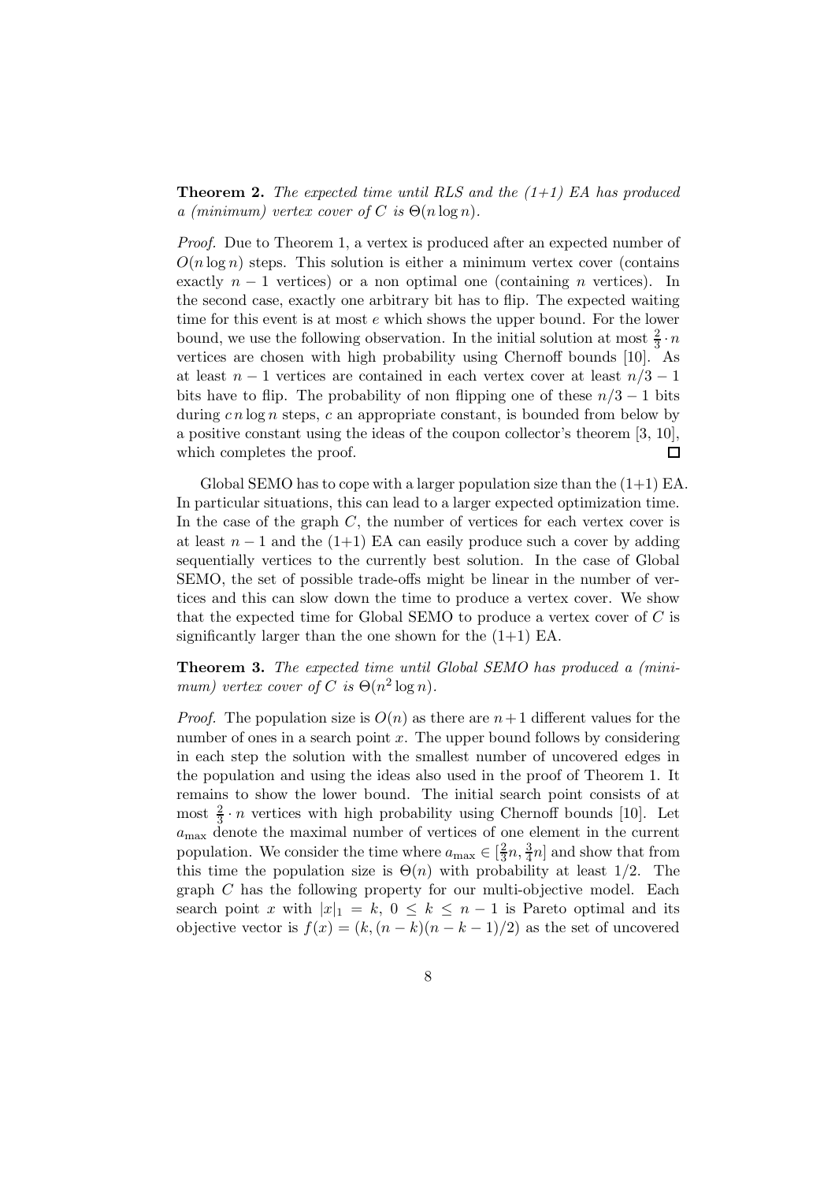**Theorem 2.** *The expected time until RLS and the (1+1) EA has produced a (minimum) vertex cover of $C$ is $\Theta(n \log n)$.*

*Proof.* Due to Theorem 1, a vertex is produced after an expected number of $O(n \log n)$ steps. This solution is either a minimum vertex cover (contains exactly $n - 1$ vertices) or a non optimal one (containing $n$ vertices). In the second case, exactly one arbitrary bit has to flip. The expected waiting time for this event is at most $e$ which shows the upper bound. For the lower bound, we use the following observation. In the initial solution at most $\frac{2}{3} \cdot n$ vertices are chosen with high probability using Chernoff bounds [10]. As at least $n - 1$ vertices are contained in each vertex cover at least $n/3 - 1$ bits have to flip. The probability of non flipping one of these $n/3 - 1$ bits during $cn \log n$ steps, $c$ an appropriate constant, is bounded from below by a positive constant using the ideas of the coupon collector's theorem [3, 10], which completes the proof. □

Global SEMO has to cope with a larger population size than the (1+1) EA. In particular situations, this can lead to a larger expected optimization time. In the case of the graph $C$, the number of vertices for each vertex cover is at least $n - 1$ and the (1+1) EA can easily produce such a cover by adding sequentially vertices to the currently best solution. In the case of Global SEMO, the set of possible trade-offs might be linear in the number of vertices and this can slow down the time to produce a vertex cover. We show that the expected time for Global SEMO to produce a vertex cover of $C$ is significantly larger than the one shown for the (1+1) EA.

**Theorem 3.** *The expected time until Global SEMO has produced a (minimum) vertex cover of $C$ is $\Theta(n^2 \log n)$.*

*Proof.* The population size is $O(n)$ as there are $n+1$ different values for the number of ones in a search point $x$. The upper bound follows by considering in each step the solution with the smallest number of uncovered edges in the population and using the ideas also used in the proof of Theorem 1. It remains to show the lower bound. The initial search point consists of at most $\frac{2}{3} \cdot n$ vertices with high probability using Chernoff bounds [10]. Let $a_{\max}$ denote the maximal number of vertices of one element in the current population. We consider the time where $a_{\max} \in [\frac{2}{3}n, \frac{3}{4}n]$ and show that from this time the population size is $\Theta(n)$ with probability at least $1/2$. The graph $C$ has the following property for our multi-objective model. Each search point $x$ with $|x|_1 = k$, $0 \leq k \leq n - 1$ is Pareto optimal and its objective vector is $f(x) = (k, (n - k)(n - k - 1)/2)$ as the set of uncovered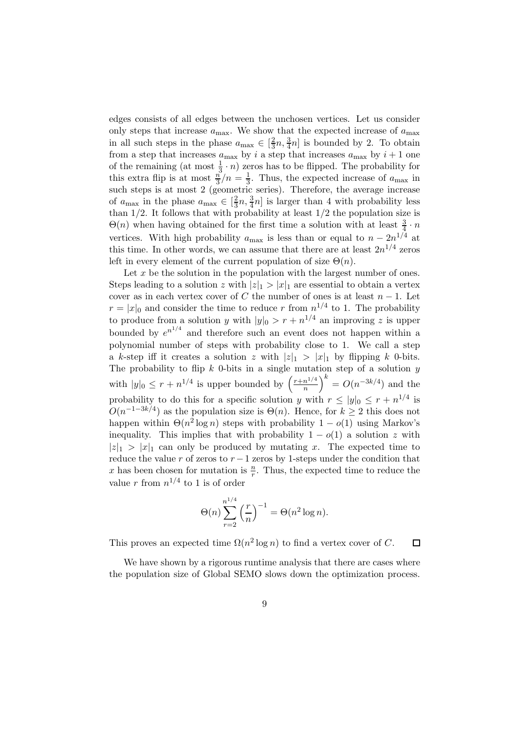edges consists of all edges between the unchosen vertices. Let us consider only steps that increase $a_{\max}$. We show that the expected increase of $a_{\max}$ in all such steps in the phase $a_{\max} \in [\frac{2}{3}n, \frac{3}{4}n]$ is bounded by 2. To obtain from a step that increases $a_{\max}$ by $i$ a step that increases $a_{\max}$ by $i+1$ one of the remaining (at most $\frac{1}{3} \cdot n$) zeros has to be flipped. The probability for this extra flip is at most $\frac{n}{3}/n = \frac{1}{3}$. Thus, the expected increase of $a_{\max}$ in such steps is at most 2 (geometric series). Therefore, the average increase of $a_{\max}$ in the phase $a_{\max} \in [\frac{2}{3}n, \frac{3}{4}n]$ is larger than 4 with probability less than 1/2. It follows that with probability at least 1/2 the population size is $\Theta(n)$ when having obtained for the first time a solution with at least $\frac{3}{4} \cdot n$ vertices. With high probability $a_{\max}$ is less than or equal to $n - 2n^{1/4}$ at this time. In other words, we can assume that there are at least $2n^{1/4}$ zeros left in every element of the current population of size $\Theta(n)$.

Let $x$ be the solution in the population with the largest number of ones. Steps leading to a solution $z$ with $|z|_1 > |x|_1$ are essential to obtain a vertex cover as in each vertex cover of $C$ the number of ones is at least $n-1$. Let $r = |x|_0$ and consider the time to reduce $r$ from $n^{1/4}$ to 1. The probability to produce from a solution $y$ with $|y|_0 > r + n^{1/4}$ an improving $z$ is upper bounded by $e^{n^{1/4}}$ and therefore such an event does not happen within a polynomial number of steps with probability close to 1. We call a step a $k$-step iff it creates a solution $z$ with $|z|_1 > |x|_1$ by flipping $k$ 0-bits. The probability to flip $k$ 0-bits in a single mutation step of a solution $y$ with $|y|_0 \leq r + n^{1/4}$ is upper bounded by $\left(\frac{r+n^{1/4}}{n}\right)^k = O(n^{-3k/4})$ and the probability to do this for a specific solution $y$ with $r \leq |y|_0 \leq r + n^{1/4}$ is $O(n^{-1-3k/4})$ as the population size is $\Theta(n)$. Hence, for $k \geq 2$ this does not happen within $\Theta(n^2 \log n)$ steps with probability $1 - o(1)$ using Markov's inequality. This implies that with probability $1 - o(1)$ a solution $z$ with $|z|_1 > |x|_1$ can only be produced by mutating $x$. The expected time to reduce the value $r$ of zeros to $r-1$ zeros by 1-steps under the condition that $x$ has been chosen for mutation is $\frac{n}{r}$. Thus, the expected time to reduce the value $r$ from $n^{1/4}$ to 1 is of order

$$\Theta(n) \sum_{r=2}^{n^{1/4}} \left(\frac{r}{n}\right)^{-1} = \Theta(n^2 \log n).$$

This proves an expected time $\Omega(n^2 \log n)$ to find a vertex cover of $C$. □

We have shown by a rigorous runtime analysis that there are cases where the population size of Global SEMO slows down the optimization process.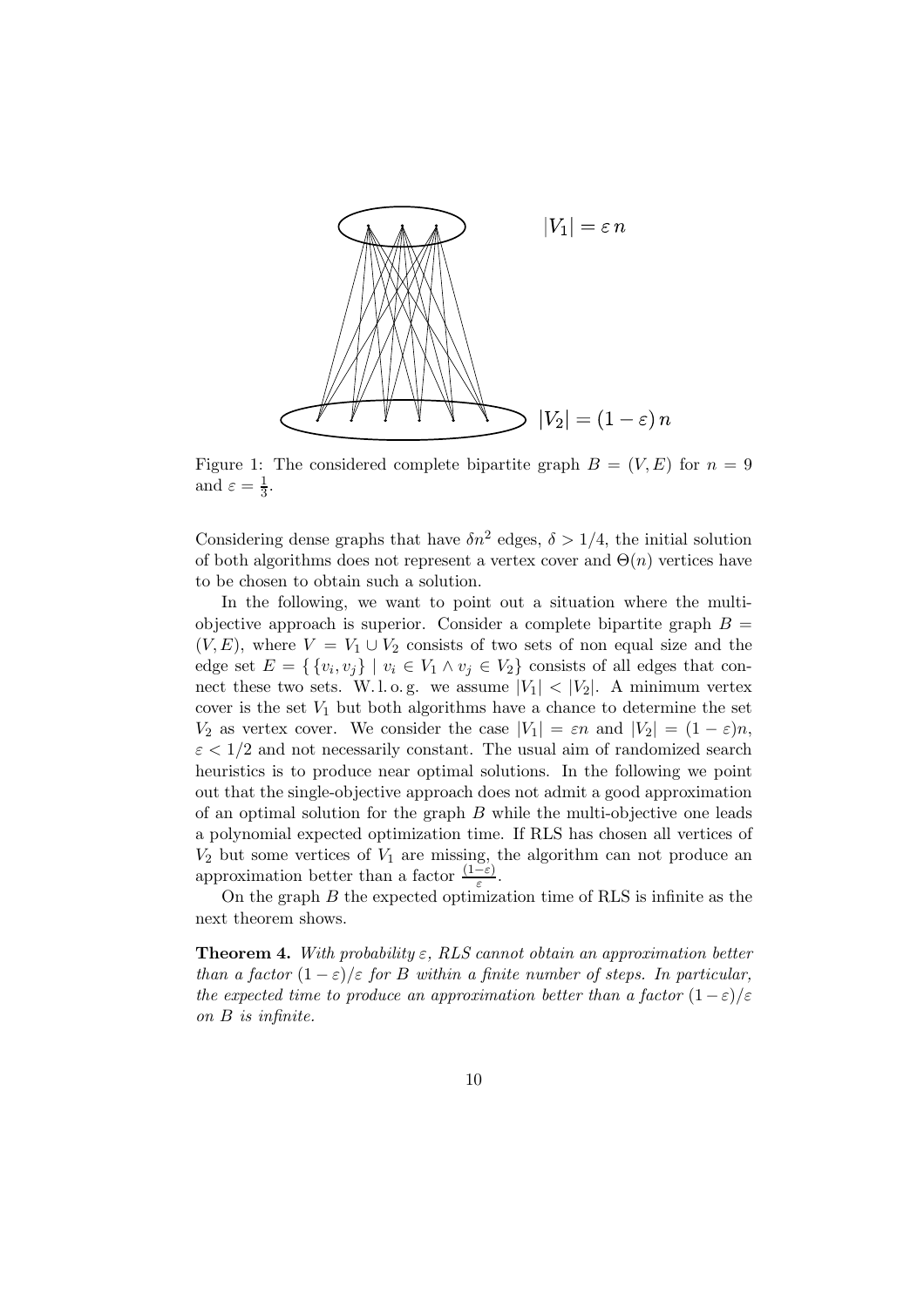$|V_1| = \varepsilon\, n$

$|V_2| = (1 - \varepsilon)\, n$

Figure 1: The considered complete bipartite graph $B = (V, E)$ for $n = 9$ and $\varepsilon = \frac{1}{3}$.

Considering dense graphs that have $\delta n^2$ edges, $\delta > 1/4$, the initial solution of both algorithms does not represent a vertex cover and $\Theta(n)$ vertices have to be chosen to obtain such a solution.

In the following, we want to point out a situation where the multi-objective approach is superior. Consider a complete bipartite graph $B = (V, E)$, where $V = V_1 \cup V_2$ consists of two sets of non equal size and the edge set $E = \{\{v_i, v_j\} \mid v_i \in V_1 \wedge v_j \in V_2\}$ consists of all edges that connect these two sets. W. l. o. g. we assume $|V_1| < |V_2|$. A minimum vertex cover is the set $V_1$ but both algorithms have a chance to determine the set $V_2$ as vertex cover. We consider the case $|V_1| = \varepsilon n$ and $|V_2| = (1 - \varepsilon)n$, $\varepsilon < 1/2$ and not necessarily constant. The usual aim of randomized search heuristics is to produce near optimal solutions. In the following we point out that the single-objective approach does not admit a good approximation of an optimal solution for the graph $B$ while the multi-objective one leads a polynomial expected optimization time. If RLS has chosen all vertices of $V_2$ but some vertices of $V_1$ are missing, the algorithm can not produce an approximation better than a factor $\frac{(1-\varepsilon)}{\varepsilon}$.

On the graph $B$ the expected optimization time of RLS is infinite as the next theorem shows.

**Theorem 4.** *With probability $\varepsilon$, RLS cannot obtain an approximation better than a factor $(1 - \varepsilon)/\varepsilon$ for $B$ within a finite number of steps. In particular, the expected time to produce an approximation better than a factor $(1 - \varepsilon)/\varepsilon$ on $B$ is infinite.*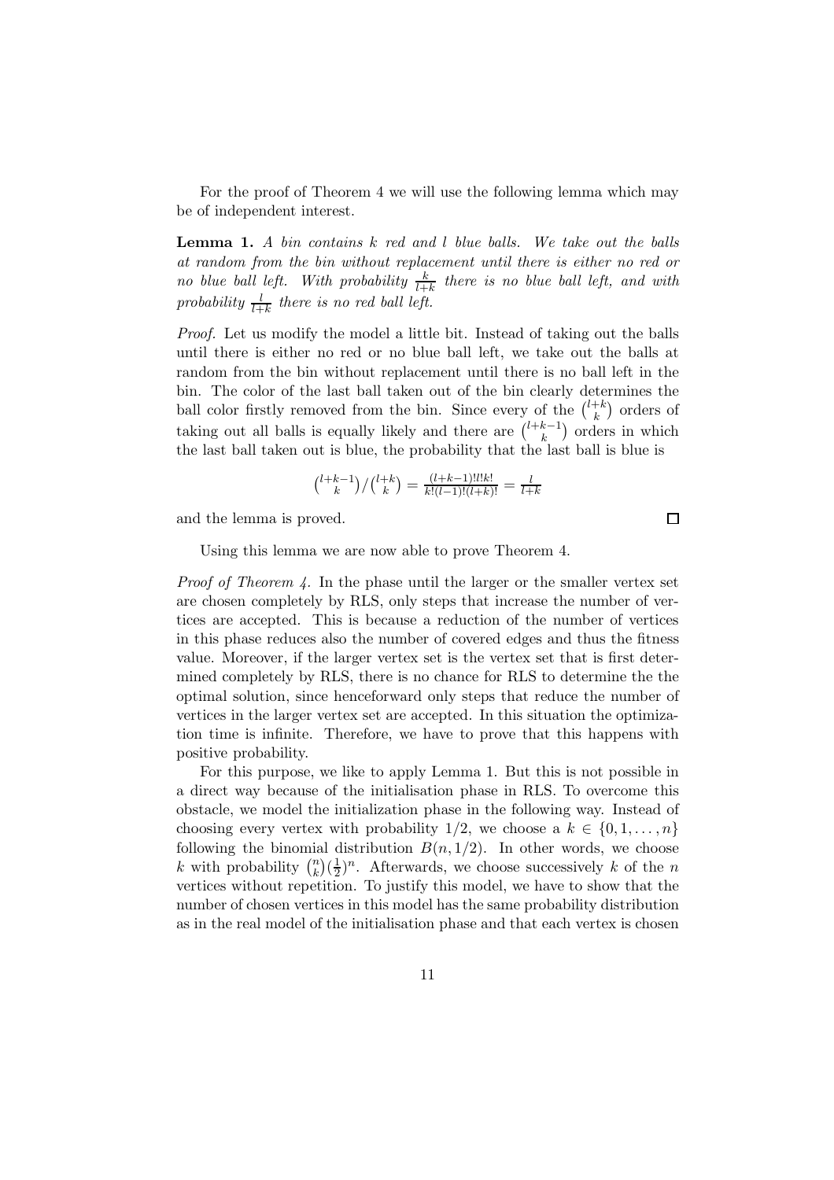For the proof of Theorem 4 we will use the following lemma which may be of independent interest.

**Lemma 1.** *A bin contains $k$ red and $l$ blue balls. We take out the balls at random from the bin without replacement until there is either no red or no blue ball left. With probability $\frac{k}{l+k}$ there is no blue ball left, and with probability $\frac{l}{l+k}$ there is no red ball left.*

*Proof.* Let us modify the model a little bit. Instead of taking out the balls until there is either no red or no blue ball left, we take out the balls at random from the bin without replacement until there is no ball left in the bin. The color of the last ball taken out of the bin clearly determines the ball color firstly removed from the bin. Since every of the $\binom{l+k}{k}$ orders of taking out all balls is equally likely and there are $\binom{l+k-1}{k}$ orders in which the last ball taken out is blue, the probability that the last ball is blue is

$$\binom{l+k-1}{k} / \binom{l+k}{k} = \frac{(l+k-1)!l!k!}{k!(l-1)!(l+k)!} = \frac{l}{l+k}$$

and the lemma is proved. □

Using this lemma we are now able to prove Theorem 4.

*Proof of Theorem 4.* In the phase until the larger or the smaller vertex set are chosen completely by RLS, only steps that increase the number of vertices are accepted. This is because a reduction of the number of vertices in this phase reduces also the number of covered edges and thus the fitness value. Moreover, if the larger vertex set is the vertex set that is first determined completely by RLS, there is no chance for RLS to determine the the optimal solution, since henceforward only steps that reduce the number of vertices in the larger vertex set are accepted. In this situation the optimization time is infinite. Therefore, we have to prove that this happens with positive probability.

For this purpose, we like to apply Lemma 1. But this is not possible in a direct way because of the initialisation phase in RLS. To overcome this obstacle, we model the initialization phase in the following way. Instead of choosing every vertex with probability $1/2$, we choose a $k \in \{0, 1, \ldots, n\}$ following the binomial distribution $B(n, 1/2)$. In other words, we choose $k$ with probability $\binom{n}{k}(\frac{1}{2})^n$. Afterwards, we choose successively $k$ of the $n$ vertices without repetition. To justify this model, we have to show that the number of chosen vertices in this model has the same probability distribution as in the real model of the initialisation phase and that each vertex is chosen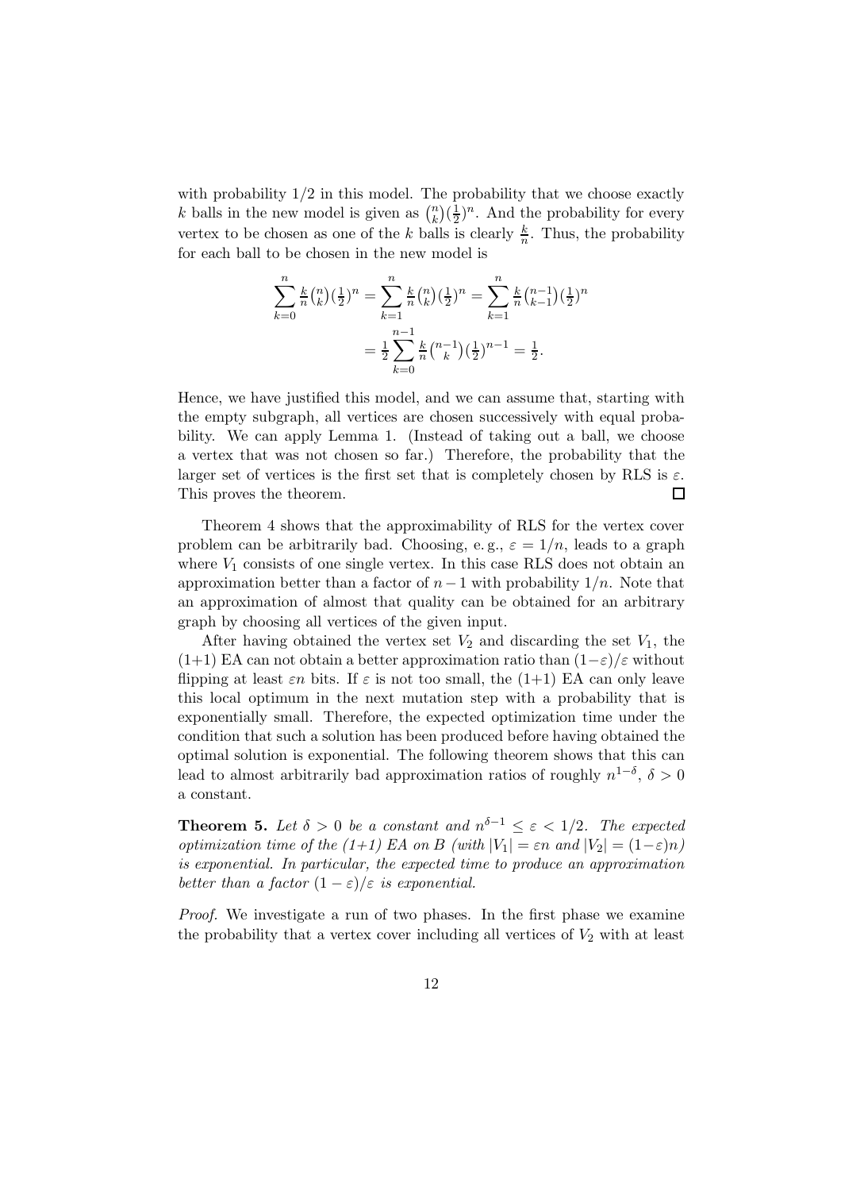with probability 1/2 in this model. The probability that we choose exactly $k$ balls in the new model is given as $\binom{n}{k}(\frac{1}{2})^n$. And the probability for every vertex to be chosen as one of the $k$ balls is clearly $\frac{k}{n}$. Thus, the probability for each ball to be chosen in the new model is

$$
\begin{aligned}
\sum_{k=0}^{n} \tfrac{k}{n}\tbinom{n}{k}(\tfrac{1}{2})^n &= \sum_{k=1}^{n} \tfrac{k}{n}\tbinom{n}{k}(\tfrac{1}{2})^n = \sum_{k=1}^{n} \tfrac{k}{n}\tbinom{n-1}{k-1}(\tfrac{1}{2})^n \\
&= \tfrac{1}{2}\sum_{k=0}^{n-1} \tfrac{k}{n}\tbinom{n-1}{k}(\tfrac{1}{2})^{n-1} = \tfrac{1}{2}.
\end{aligned}
$$

Hence, we have justified this model, and we can assume that, starting with the empty subgraph, all vertices are chosen successively with equal probability. We can apply Lemma 1. (Instead of taking out a ball, we choose a vertex that was not chosen so far.) Therefore, the probability that the larger set of vertices is the first set that is completely chosen by RLS is $\varepsilon$. This proves the theorem. $\square$

Theorem 4 shows that the approximability of RLS for the vertex cover problem can be arbitrarily bad. Choosing, e. g., $\varepsilon = 1/n$, leads to a graph where $V_1$ consists of one single vertex. In this case RLS does not obtain an approximation better than a factor of $n-1$ with probability $1/n$. Note that an approximation of almost that quality can be obtained for an arbitrary graph by choosing all vertices of the given input.

After having obtained the vertex set $V_2$ and discarding the set $V_1$, the (1+1) EA can not obtain a better approximation ratio than $(1-\varepsilon)/\varepsilon$ without flipping at least $\varepsilon n$ bits. If $\varepsilon$ is not too small, the (1+1) EA can only leave this local optimum in the next mutation step with a probability that is exponentially small. Therefore, the expected optimization time under the condition that such a solution has been produced before having obtained the optimal solution is exponential. The following theorem shows that this can lead to almost arbitrarily bad approximation ratios of roughly $n^{1-\delta}$, $\delta > 0$ a constant.

**Theorem 5.** *Let $\delta > 0$ be a constant and $n^{\delta-1} \leq \varepsilon < 1/2$. The expected optimization time of the (1+1) EA on $B$ (with $|V_1| = \varepsilon n$ and $|V_2| = (1-\varepsilon)n$) is exponential. In particular, the expected time to produce an approximation better than a factor $(1-\varepsilon)/\varepsilon$ is exponential.*

*Proof.* We investigate a run of two phases. In the first phase we examine the probability that a vertex cover including all vertices of $V_2$ with at least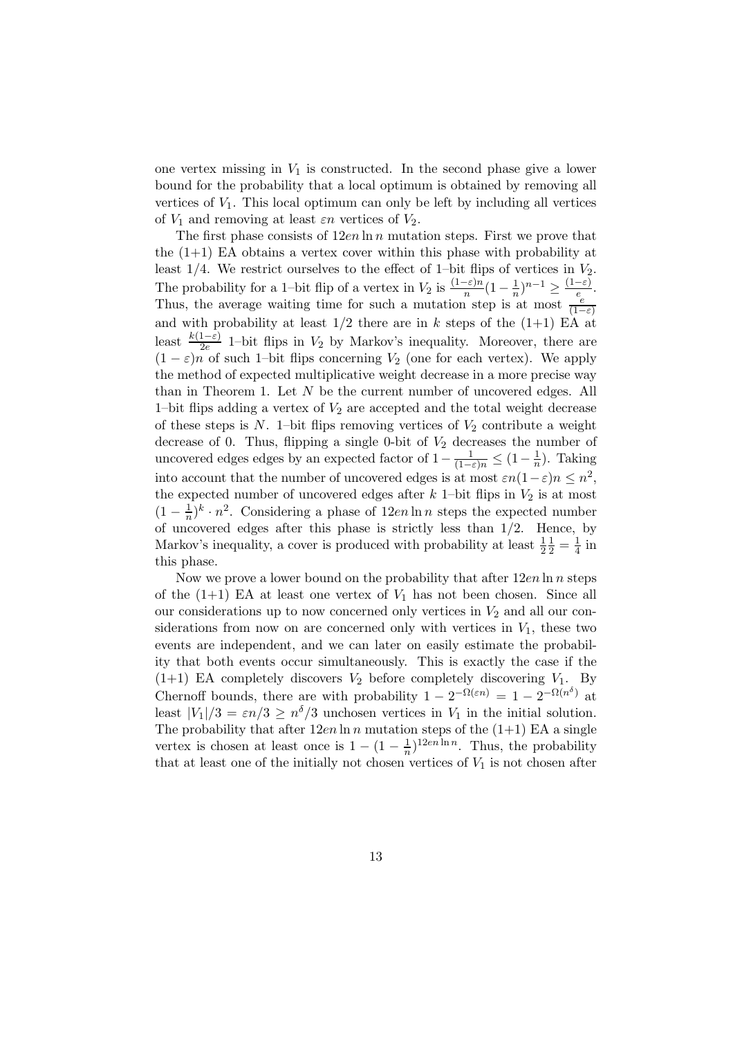one vertex missing in $V_1$ is constructed. In the second phase give a lower bound for the probability that a local optimum is obtained by removing all vertices of $V_1$. This local optimum can only be left by including all vertices of $V_1$ and removing at least $\varepsilon n$ vertices of $V_2$.

The first phase consists of $12en \ln n$ mutation steps. First we prove that the (1+1) EA obtains a vertex cover within this phase with probability at least 1/4. We restrict ourselves to the effect of 1–bit flips of vertices in $V_2$. The probability for a 1–bit flip of a vertex in $V_2$ is $\frac{(1-\varepsilon)n}{n}(1-\frac{1}{n})^{n-1} \geq \frac{(1-\varepsilon)}{e}$. Thus, the average waiting time for such a mutation step is at most $\frac{e}{(1-\varepsilon)}$ and with probability at least 1/2 there are in $k$ steps of the (1+1) EA at least $\frac{k(1-\varepsilon)}{2e}$ 1–bit flips in $V_2$ by Markov's inequality. Moreover, there are $(1-\varepsilon)n$ of such 1–bit flips concerning $V_2$ (one for each vertex). We apply the method of expected multiplicative weight decrease in a more precise way than in Theorem 1. Let $N$ be the current number of uncovered edges. All 1–bit flips adding a vertex of $V_2$ are accepted and the total weight decrease of these steps is $N$. 1–bit flips removing vertices of $V_2$ contribute a weight decrease of 0. Thus, flipping a single 0-bit of $V_2$ decreases the number of uncovered edges edges by an expected factor of $1 - \frac{1}{(1-\varepsilon)n} \leq (1-\frac{1}{n})$. Taking into account that the number of uncovered edges is at most $\varepsilon n(1-\varepsilon)n \leq n^2$, the expected number of uncovered edges after $k$ 1–bit flips in $V_2$ is at most $(1-\frac{1}{n})^k \cdot n^2$. Considering a phase of $12en \ln n$ steps the expected number of uncovered edges after this phase is strictly less than 1/2. Hence, by Markov's inequality, a cover is produced with probability at least $\frac{1}{2}\frac{1}{2} = \frac{1}{4}$ in this phase.

Now we prove a lower bound on the probability that after $12en \ln n$ steps of the (1+1) EA at least one vertex of $V_1$ has not been chosen. Since all our considerations up to now concerned only vertices in $V_2$ and all our considerations from now on are concerned only with vertices in $V_1$, these two events are independent, and we can later on easily estimate the probability that both events occur simultaneously. This is exactly the case if the (1+1) EA completely discovers $V_2$ before completely discovering $V_1$. By Chernoff bounds, there are with probability $1 - 2^{-\Omega(\varepsilon n)} = 1 - 2^{-\Omega(n^\delta)}$ at least $|V_1|/3 = \varepsilon n/3 \geq n^\delta/3$ unchosen vertices in $V_1$ in the initial solution. The probability that after $12en \ln n$ mutation steps of the (1+1) EA a single vertex is chosen at least once is $1 - (1-\frac{1}{n})^{12en \ln n}$. Thus, the probability that at least one of the initially not chosen vertices of $V_1$ is not chosen after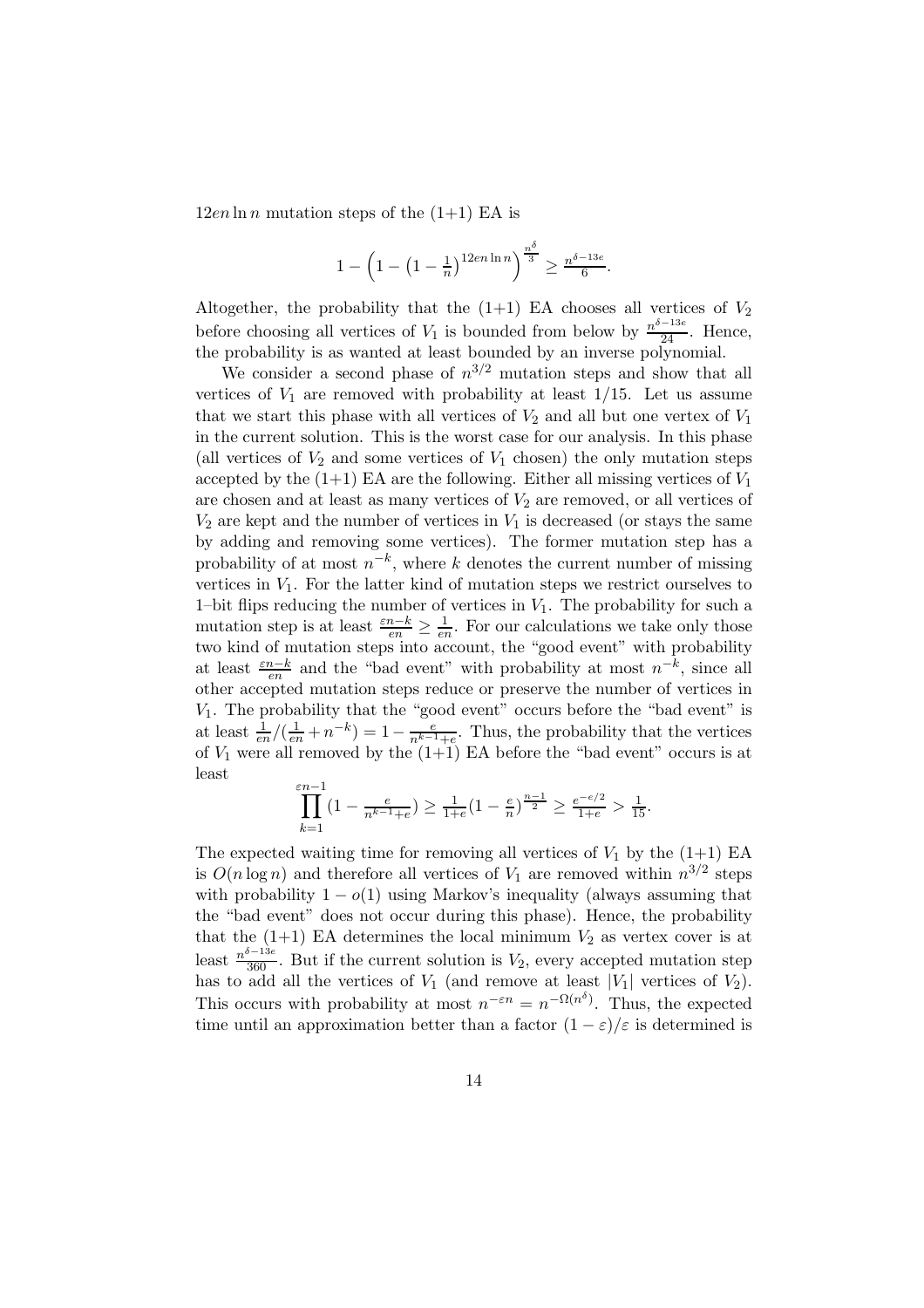$12en \ln n$ mutation steps of the (1+1) EA is

$$1 - \left(1 - \left(1 - \tfrac{1}{n}\right)^{12en \ln n}\right)^{\frac{n^\delta}{3}} \geq \tfrac{n^{\delta - 13e}}{6}.$$

Altogether, the probability that the (1+1) EA chooses all vertices of $V_2$ before choosing all vertices of $V_1$ is bounded from below by $\frac{n^{\delta-13e}}{24}$. Hence, the probability is as wanted at least bounded by an inverse polynomial.

We consider a second phase of $n^{3/2}$ mutation steps and show that all vertices of $V_1$ are removed with probability at least $1/15$. Let us assume that we start this phase with all vertices of $V_2$ and all but one vertex of $V_1$ in the current solution. This is the worst case for our analysis. In this phase (all vertices of $V_2$ and some vertices of $V_1$ chosen) the only mutation steps accepted by the (1+1) EA are the following. Either all missing vertices of $V_1$ are chosen and at least as many vertices of $V_2$ are removed, or all vertices of $V_2$ are kept and the number of vertices in $V_1$ is decreased (or stays the same by adding and removing some vertices). The former mutation step has a probability of at most $n^{-k}$, where $k$ denotes the current number of missing vertices in $V_1$. For the latter kind of mutation steps we restrict ourselves to 1–bit flips reducing the number of vertices in $V_1$. The probability for such a mutation step is at least $\frac{\varepsilon n - k}{en} \geq \frac{1}{en}$. For our calculations we take only those two kind of mutation steps into account, the "good event" with probability at least $\frac{\varepsilon n - k}{en}$ and the "bad event" with probability at most $n^{-k}$, since all other accepted mutation steps reduce or preserve the number of vertices in $V_1$. The probability that the "good event" occurs before the "bad event" is at least $\frac{1}{en}/(\frac{1}{en} + n^{-k}) = 1 - \frac{e}{n^{k-1}+e}$. Thus, the probability that the vertices of $V_1$ were all removed by the (1+1) EA before the "bad event" occurs is at least

$$\prod_{k=1}^{\varepsilon n - 1} \left(1 - \tfrac{e}{n^{k-1}+e}\right) \geq \tfrac{1}{1+e}\left(1 - \tfrac{e}{n}\right)^{\frac{n-1}{2}} \geq \tfrac{e^{-e/2}}{1+e} > \tfrac{1}{15}.$$

The expected waiting time for removing all vertices of $V_1$ by the (1+1) EA is $O(n \log n)$ and therefore all vertices of $V_1$ are removed within $n^{3/2}$ steps with probability $1 - o(1)$ using Markov's inequality (always assuming that the "bad event" does not occur during this phase). Hence, the probability that the (1+1) EA determines the local minimum $V_2$ as vertex cover is at least $\frac{n^{\delta-13e}}{360}$. But if the current solution is $V_2$, every accepted mutation step has to add all the vertices of $V_1$ (and remove at least $|V_1|$ vertices of $V_2$). This occurs with probability at most $n^{-\varepsilon n} = n^{-\Omega(n^\delta)}$. Thus, the expected time until an approximation better than a factor $(1-\varepsilon)/\varepsilon$ is determined is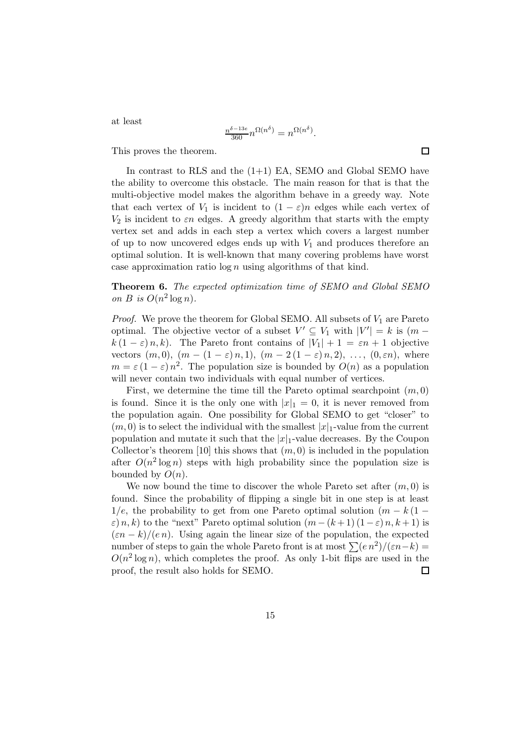at least

$$\frac{n^{\delta-13e}}{360} n^{\Omega(n^\delta)} = n^{\Omega(n^\delta)}.$$

This proves the theorem. □

In contrast to RLS and the (1+1) EA, SEMO and Global SEMO have the ability to overcome this obstacle. The main reason for that is that the multi-objective model makes the algorithm behave in a greedy way. Note that each vertex of $V_1$ is incident to $(1-\varepsilon)n$ edges while each vertex of $V_2$ is incident to $\varepsilon n$ edges. A greedy algorithm that starts with the empty vertex set and adds in each step a vertex which covers a largest number of up to now uncovered edges ends up with $V_1$ and produces therefore an optimal solution. It is well-known that many covering problems have worst case approximation ratio $\log n$ using algorithms of that kind.

**Theorem 6.** *The expected optimization time of SEMO and Global SEMO on $B$ is $O(n^2 \log n)$.*

*Proof.* We prove the theorem for Global SEMO. All subsets of $V_1$ are Pareto optimal. The objective vector of a subset $V' \subseteq V_1$ with $|V'| = k$ is $(m - k\,(1-\varepsilon)\,n, k)$. The Pareto front contains of $|V_1| + 1 = \varepsilon n + 1$ objective vectors $(m, 0)$, $(m - (1-\varepsilon)\,n, 1)$, $(m - 2\,(1-\varepsilon)\,n, 2)$, $\ldots$, $(0, \varepsilon n)$, where $m = \varepsilon\,(1-\varepsilon)\,n^2$. The population size is bounded by $O(n)$ as a population will never contain two individuals with equal number of vertices.

First, we determine the time till the Pareto optimal searchpoint $(m, 0)$ is found. Since it is the only one with $|x|_1 = 0$, it is never removed from the population again. One possibility for Global SEMO to get "closer" to $(m, 0)$ is to select the individual with the smallest $|x|_1$-value from the current population and mutate it such that the $|x|_1$-value decreases. By the Coupon Collector's theorem [10] this shows that $(m, 0)$ is included in the population after $O(n^2 \log n)$ steps with high probability since the population size is bounded by $O(n)$.

We now bound the time to discover the whole Pareto set after $(m, 0)$ is found. Since the probability of flipping a single bit in one step is at least $1/e$, the probability to get from one Pareto optimal solution $(m - k\,(1-\varepsilon)\,n, k)$ to the "next" Pareto optimal solution $(m - (k+1)\,(1-\varepsilon)\,n, k+1)$ is $(\varepsilon n - k)/(e\,n)$. Using again the linear size of the population, the expected number of steps to gain the whole Pareto front is at most $\sum (e\,n^2)/(\varepsilon n - k) = O(n^2 \log n)$, which completes the proof. As only 1-bit flips are used in the proof, the result also holds for SEMO. □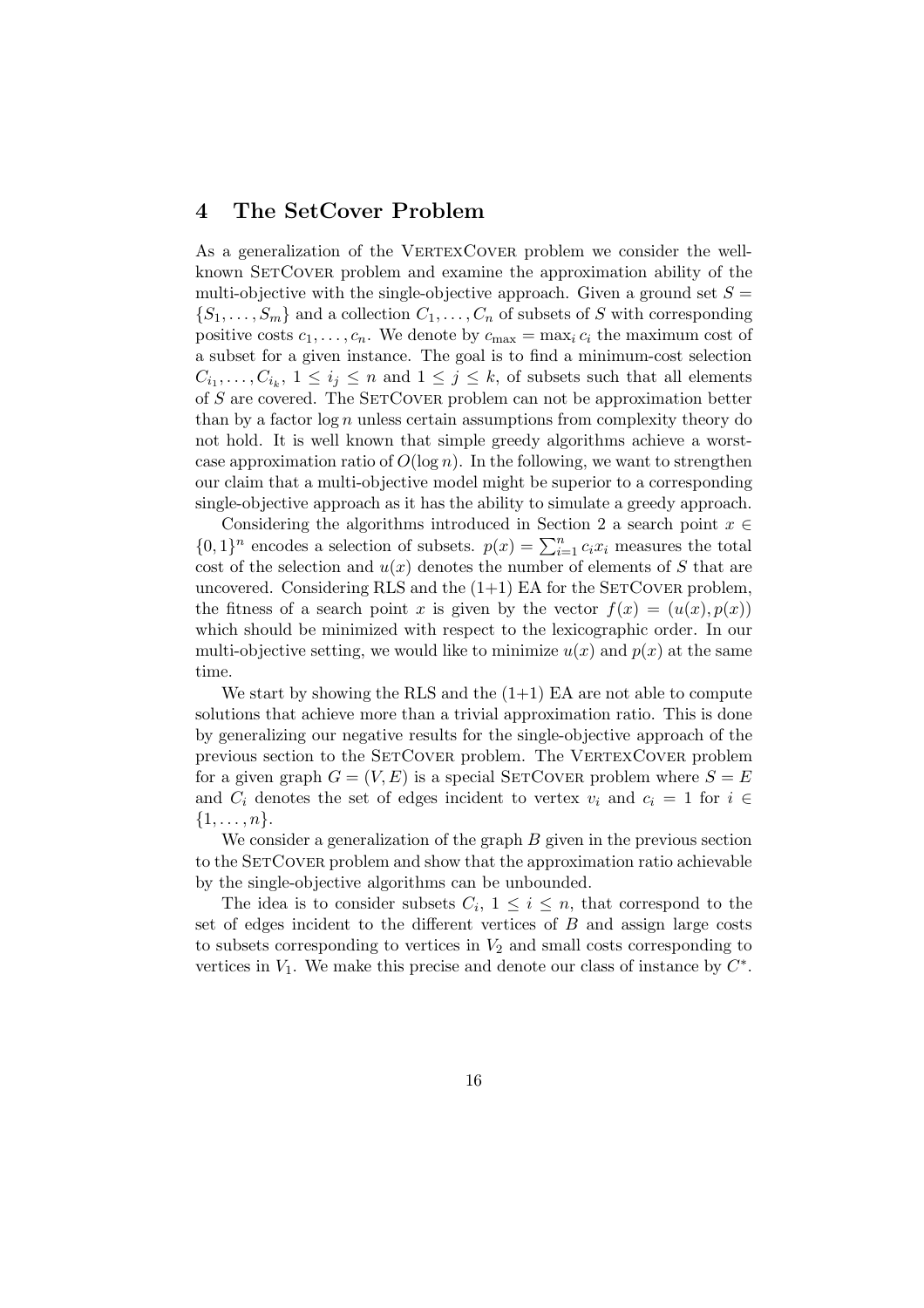## 4 The SetCover Problem

As a generalization of the VertexCover problem we consider the well-known SetCover problem and examine the approximation ability of the multi-objective with the single-objective approach. Given a ground set $S = \{S_1, \ldots, S_m\}$ and a collection $C_1, \ldots, C_n$ of subsets of $S$ with corresponding positive costs $c_1, \ldots, c_n$. We denote by $c_{\max} = \max_i c_i$ the maximum cost of a subset for a given instance. The goal is to find a minimum-cost selection $C_{i_1}, \ldots, C_{i_k}$, $1 \le i_j \le n$ and $1 \le j \le k$, of subsets such that all elements of $S$ are covered. The SetCover problem can not be approximation better than by a factor $\log n$ unless certain assumptions from complexity theory do not hold. It is well known that simple greedy algorithms achieve a worst-case approximation ratio of $O(\log n)$. In the following, we want to strengthen our claim that a multi-objective model might be superior to a corresponding single-objective approach as it has the ability to simulate a greedy approach.

Considering the algorithms introduced in Section 2 a search point $x \in \{0,1\}^n$ encodes a selection of subsets. $p(x) = \sum_{i=1}^{n} c_i x_i$ measures the total cost of the selection and $u(x)$ denotes the number of elements of $S$ that are uncovered. Considering RLS and the (1+1) EA for the SetCover problem, the fitness of a search point $x$ is given by the vector $f(x) = (u(x), p(x))$ which should be minimized with respect to the lexicographic order. In our multi-objective setting, we would like to minimize $u(x)$ and $p(x)$ at the same time.

We start by showing the RLS and the (1+1) EA are not able to compute solutions that achieve more than a trivial approximation ratio. This is done by generalizing our negative results for the single-objective approach of the previous section to the SetCover problem. The VertexCover problem for a given graph $G = (V, E)$ is a special SetCover problem where $S = E$ and $C_i$ denotes the set of edges incident to vertex $v_i$ and $c_i = 1$ for $i \in \{1, \ldots, n\}$.

We consider a generalization of the graph $B$ given in the previous section to the SetCover problem and show that the approximation ratio achievable by the single-objective algorithms can be unbounded.

The idea is to consider subsets $C_i$, $1 \le i \le n$, that correspond to the set of edges incident to the different vertices of $B$ and assign large costs to subsets corresponding to vertices in $V_2$ and small costs corresponding to vertices in $V_1$. We make this precise and denote our class of instance by $C^*$.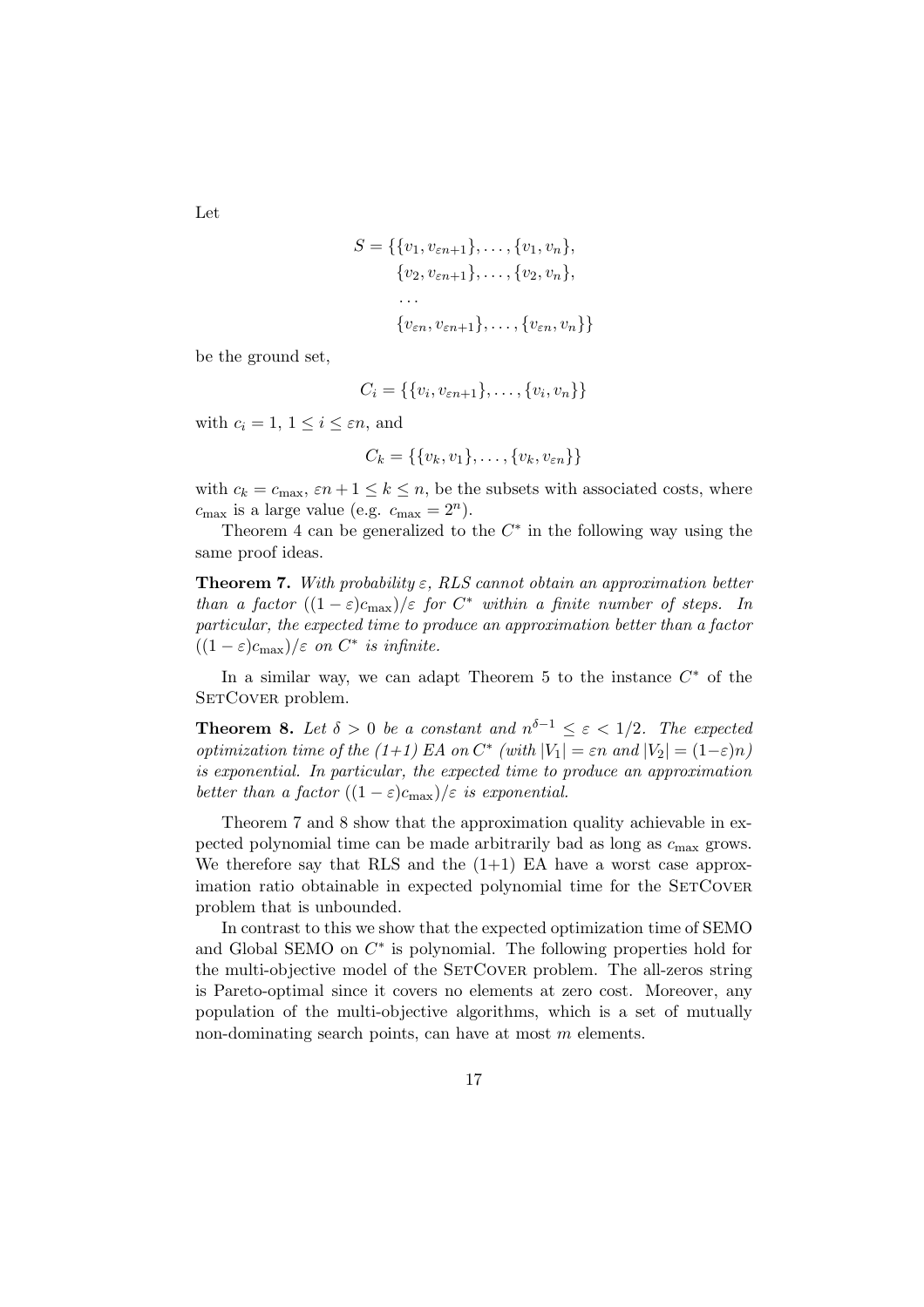Let

$$
\begin{aligned}
S = \{&\{v_1, v_{\varepsilon n+1}\}, \ldots, \{v_1, v_n\},\\
&\{v_2, v_{\varepsilon n+1}\}, \ldots, \{v_2, v_n\},\\
&\ldots\\
&\{v_{\varepsilon n}, v_{\varepsilon n+1}\}, \ldots, \{v_{\varepsilon n}, v_n\}\}
\end{aligned}
$$

be the ground set,

$$C_i = \{\{v_i, v_{\varepsilon n+1}\}, \ldots, \{v_i, v_n\}\}$$

with $c_i = 1$, $1 \leq i \leq \varepsilon n$, and

$$C_k = \{\{v_k, v_1\}, \ldots, \{v_k, v_{\varepsilon n}\}\}$$

with $c_k = c_{\max}$, $\varepsilon n + 1 \leq k \leq n$, be the subsets with associated costs, where $c_{\max}$ is a large value (e.g. $c_{\max} = 2^n$).

Theorem 4 can be generalized to the $C^*$ in the following way using the same proof ideas.

**Theorem 7.** *With probability $\varepsilon$, RLS cannot obtain an approximation better than a factor $((1-\varepsilon)c_{\max})/\varepsilon$ for $C^*$ within a finite number of steps. In particular, the expected time to produce an approximation better than a factor $((1-\varepsilon)c_{\max})/\varepsilon$ on $C^*$ is infinite.*

In a similar way, we can adapt Theorem 5 to the instance $C^*$ of the SetCover problem.

**Theorem 8.** *Let $\delta > 0$ be a constant and $n^{\delta-1} \leq \varepsilon < 1/2$. The expected optimization time of the (1+1) EA on $C^*$ (with $|V_1| = \varepsilon n$ and $|V_2| = (1-\varepsilon)n$) is exponential. In particular, the expected time to produce an approximation better than a factor $((1-\varepsilon)c_{\max})/\varepsilon$ is exponential.*

Theorem 7 and 8 show that the approximation quality achievable in expected polynomial time can be made arbitrarily bad as long as $c_{\max}$ grows. We therefore say that RLS and the (1+1) EA have a worst case approximation ratio obtainable in expected polynomial time for the SetCover problem that is unbounded.

In contrast to this we show that the expected optimization time of SEMO and Global SEMO on $C^*$ is polynomial. The following properties hold for the multi-objective model of the SetCover problem. The all-zeros string is Pareto-optimal since it covers no elements at zero cost. Moreover, any population of the multi-objective algorithms, which is a set of mutually non-dominating search points, can have at most $m$ elements.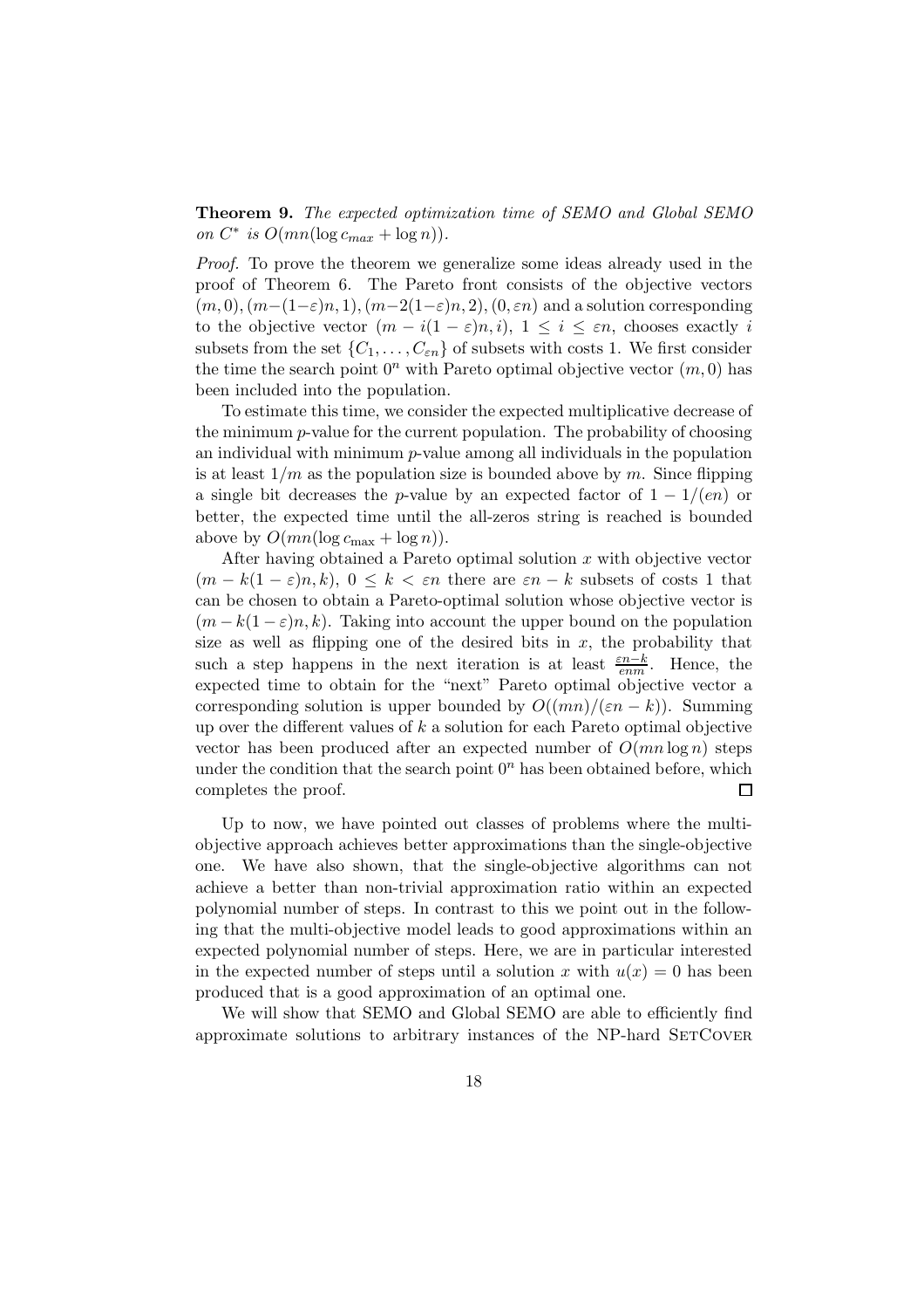**Theorem 9.** *The expected optimization time of SEMO and Global SEMO on $C^*$ is $O(mn(\log c_{max} + \log n))$.*

*Proof.* To prove the theorem we generalize some ideas already used in the proof of Theorem 6. The Pareto front consists of the objective vectors $(m, 0), (m-(1-\varepsilon)n, 1), (m-2(1-\varepsilon)n, 2), (0, \varepsilon n)$ and a solution corresponding to the objective vector $(m - i(1-\varepsilon)n, i)$, $1 \leq i \leq \varepsilon n$, chooses exactly $i$ subsets from the set $\{C_1, \ldots, C_{\varepsilon n}\}$ of subsets with costs 1. We first consider the time the search point $0^n$ with Pareto optimal objective vector $(m, 0)$ has been included into the population.

To estimate this time, we consider the expected multiplicative decrease of the minimum $p$-value for the current population. The probability of choosing an individual with minimum $p$-value among all individuals in the population is at least $1/m$ as the population size is bounded above by $m$. Since flipping a single bit decreases the $p$-value by an expected factor of $1 - 1/(en)$ or better, the expected time until the all-zeros string is reached is bounded above by $O(mn(\log c_{\max} + \log n))$.

After having obtained a Pareto optimal solution $x$ with objective vector $(m - k(1-\varepsilon)n, k)$, $0 \leq k < \varepsilon n$ there are $\varepsilon n - k$ subsets of costs 1 that can be chosen to obtain a Pareto-optimal solution whose objective vector is $(m - k(1-\varepsilon)n, k)$. Taking into account the upper bound on the population size as well as flipping one of the desired bits in $x$, the probability that such a step happens in the next iteration is at least $\frac{\varepsilon n - k}{enm}$. Hence, the expected time to obtain for the "next" Pareto optimal objective vector a corresponding solution is upper bounded by $O((mn)/(\varepsilon n - k))$. Summing up over the different values of $k$ a solution for each Pareto optimal objective vector has been produced after an expected number of $O(mn \log n)$ steps under the condition that the search point $0^n$ has been obtained before, which completes the proof. □

Up to now, we have pointed out classes of problems where the multi-objective approach achieves better approximations than the single-objective one. We have also shown, that the single-objective algorithms can not achieve a better than non-trivial approximation ratio within an expected polynomial number of steps. In contrast to this we point out in the following that the multi-objective model leads to good approximations within an expected polynomial number of steps. Here, we are in particular interested in the expected number of steps until a solution $x$ with $u(x) = 0$ has been produced that is a good approximation of an optimal one.

We will show that SEMO and Global SEMO are able to efficiently find approximate solutions to arbitrary instances of the NP-hard SetCover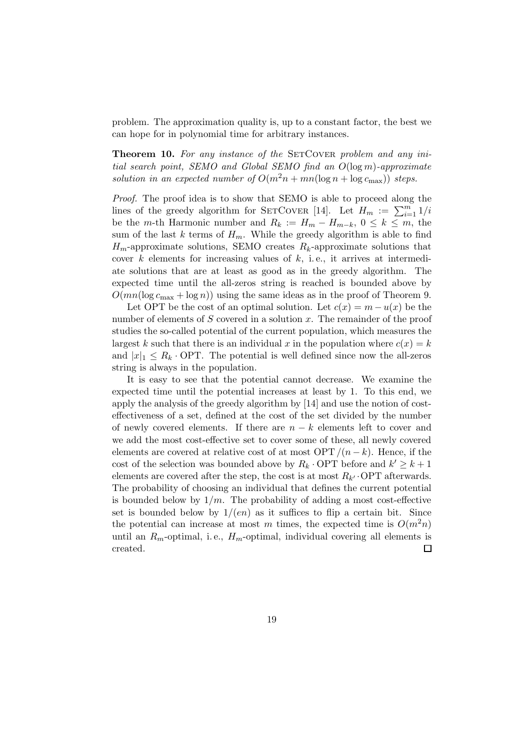problem. The approximation quality is, up to a constant factor, the best we can hope for in polynomial time for arbitrary instances.

**Theorem 10.** *For any instance of the* SetCover *problem and any initial search point, SEMO and Global SEMO find an $O(\log m)$-approximate solution in an expected number of $O(m^2 n + mn(\log n + \log c_{\max}))$ steps.*

*Proof.* The proof idea is to show that SEMO is able to proceed along the lines of the greedy algorithm for SetCover [14]. Let $H_m := \sum_{i=1}^{m} 1/i$ be the $m$-th Harmonic number and $R_k := H_m - H_{m-k}$, $0 \leq k \leq m$, the sum of the last $k$ terms of $H_m$. While the greedy algorithm is able to find $H_m$-approximate solutions, SEMO creates $R_k$-approximate solutions that cover $k$ elements for increasing values of $k$, i. e., it arrives at intermediate solutions that are at least as good as in the greedy algorithm. The expected time until the all-zeros string is reached is bounded above by $O(mn(\log c_{\max} + \log n))$ using the same ideas as in the proof of Theorem 9.

Let OPT be the cost of an optimal solution. Let $c(x) = m - u(x)$ be the number of elements of $S$ covered in a solution $x$. The remainder of the proof studies the so-called potential of the current population, which measures the largest $k$ such that there is an individual $x$ in the population where $c(x) = k$ and $|x|_1 \leq R_k \cdot \mathrm{OPT}$. The potential is well defined since now the all-zeros string is always in the population.

It is easy to see that the potential cannot decrease. We examine the expected time until the potential increases at least by 1. To this end, we apply the analysis of the greedy algorithm by [14] and use the notion of cost-effectiveness of a set, defined at the cost of the set divided by the number of newly covered elements. If there are $n - k$ elements left to cover and we add the most cost-effective set to cover some of these, all newly covered elements are covered at relative cost of at most $\mathrm{OPT}/(n-k)$. Hence, if the cost of the selection was bounded above by $R_k \cdot \mathrm{OPT}$ before and $k' \geq k+1$ elements are covered after the step, the cost is at most $R_{k'} \cdot \mathrm{OPT}$ afterwards. The probability of choosing an individual that defines the current potential is bounded below by $1/m$. The probability of adding a most cost-effective set is bounded below by $1/(en)$ as it suffices to flip a certain bit. Since the potential can increase at most $m$ times, the expected time is $O(m^2 n)$ until an $R_m$-optimal, i. e., $H_m$-optimal, individual covering all elements is created. $\square$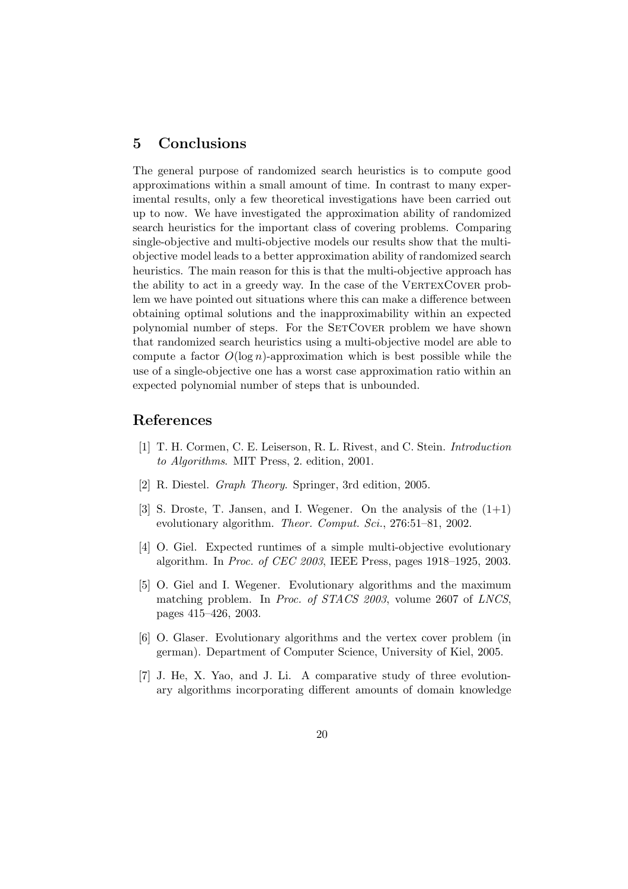## 5 Conclusions

The general purpose of randomized search heuristics is to compute good approximations within a small amount of time. In contrast to many experimental results, only a few theoretical investigations have been carried out up to now. We have investigated the approximation ability of randomized search heuristics for the important class of covering problems. Comparing single-objective and multi-objective models our results show that the multi-objective model leads to a better approximation ability of randomized search heuristics. The main reason for this is that the multi-objective approach has the ability to act in a greedy way. In the case of the VertexCover problem we have pointed out situations where this can make a difference between obtaining optimal solutions and the inapproximability within an expected polynomial number of steps. For the SetCover problem we have shown that randomized search heuristics using a multi-objective model are able to compute a factor $O(\log n)$-approximation which is best possible while the use of a single-objective one has a worst case approximation ratio within an expected polynomial number of steps that is unbounded.

## References

[1] T. H. Cormen, C. E. Leiserson, R. L. Rivest, and C. Stein. *Introduction to Algorithms*. MIT Press, 2. edition, 2001.

[2] R. Diestel. *Graph Theory*. Springer, 3rd edition, 2005.

[3] S. Droste, T. Jansen, and I. Wegener. On the analysis of the (1+1) evolutionary algorithm. *Theor. Comput. Sci.*, 276:51–81, 2002.

[4] O. Giel. Expected runtimes of a simple multi-objective evolutionary algorithm. In *Proc. of CEC 2003*, IEEE Press, pages 1918–1925, 2003.

[5] O. Giel and I. Wegener. Evolutionary algorithms and the maximum matching problem. In *Proc. of STACS 2003*, volume 2607 of *LNCS*, pages 415–426, 2003.

[6] O. Glaser. Evolutionary algorithms and the vertex cover problem (in german). Department of Computer Science, University of Kiel, 2005.

[7] J. He, X. Yao, and J. Li. A comparative study of three evolutionary algorithms incorporating different amounts of domain knowledge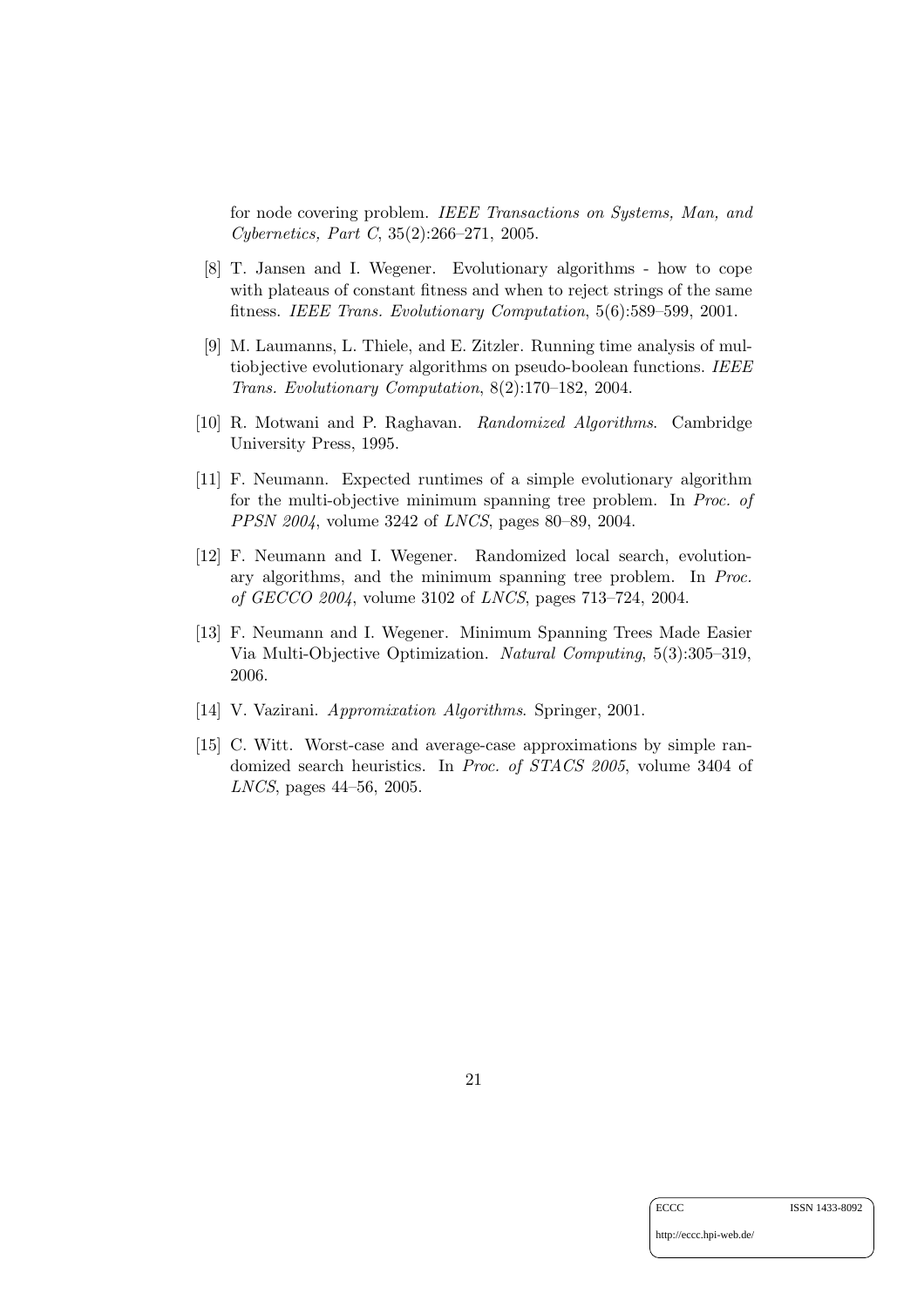for node covering problem. *IEEE Transactions on Systems, Man, and Cybernetics, Part C*, 35(2):266–271, 2005.

[8] T. Jansen and I. Wegener. Evolutionary algorithms - how to cope with plateaus of constant fitness and when to reject strings of the same fitness. *IEEE Trans. Evolutionary Computation*, 5(6):589–599, 2001.

[9] M. Laumanns, L. Thiele, and E. Zitzler. Running time analysis of multiobjective evolutionary algorithms on pseudo-boolean functions. *IEEE Trans. Evolutionary Computation*, 8(2):170–182, 2004.

[10] R. Motwani and P. Raghavan. *Randomized Algorithms*. Cambridge University Press, 1995.

[11] F. Neumann. Expected runtimes of a simple evolutionary algorithm for the multi-objective minimum spanning tree problem. In *Proc. of PPSN 2004*, volume 3242 of *LNCS*, pages 80–89, 2004.

[12] F. Neumann and I. Wegener. Randomized local search, evolutionary algorithms, and the minimum spanning tree problem. In *Proc. of GECCO 2004*, volume 3102 of *LNCS*, pages 713–724, 2004.

[13] F. Neumann and I. Wegener. Minimum Spanning Trees Made Easier Via Multi-Objective Optimization. *Natural Computing*, 5(3):305–319, 2006.

[14] V. Vazirani. *Appromixation Algorithms*. Springer, 2001.

[15] C. Witt. Worst-case and average-case approximations by simple randomized search heuristics. In *Proc. of STACS 2005*, volume 3404 of *LNCS*, pages 44–56, 2005.

ECCC ISSN 1433-8092

http://eccc.hpi-web.de/